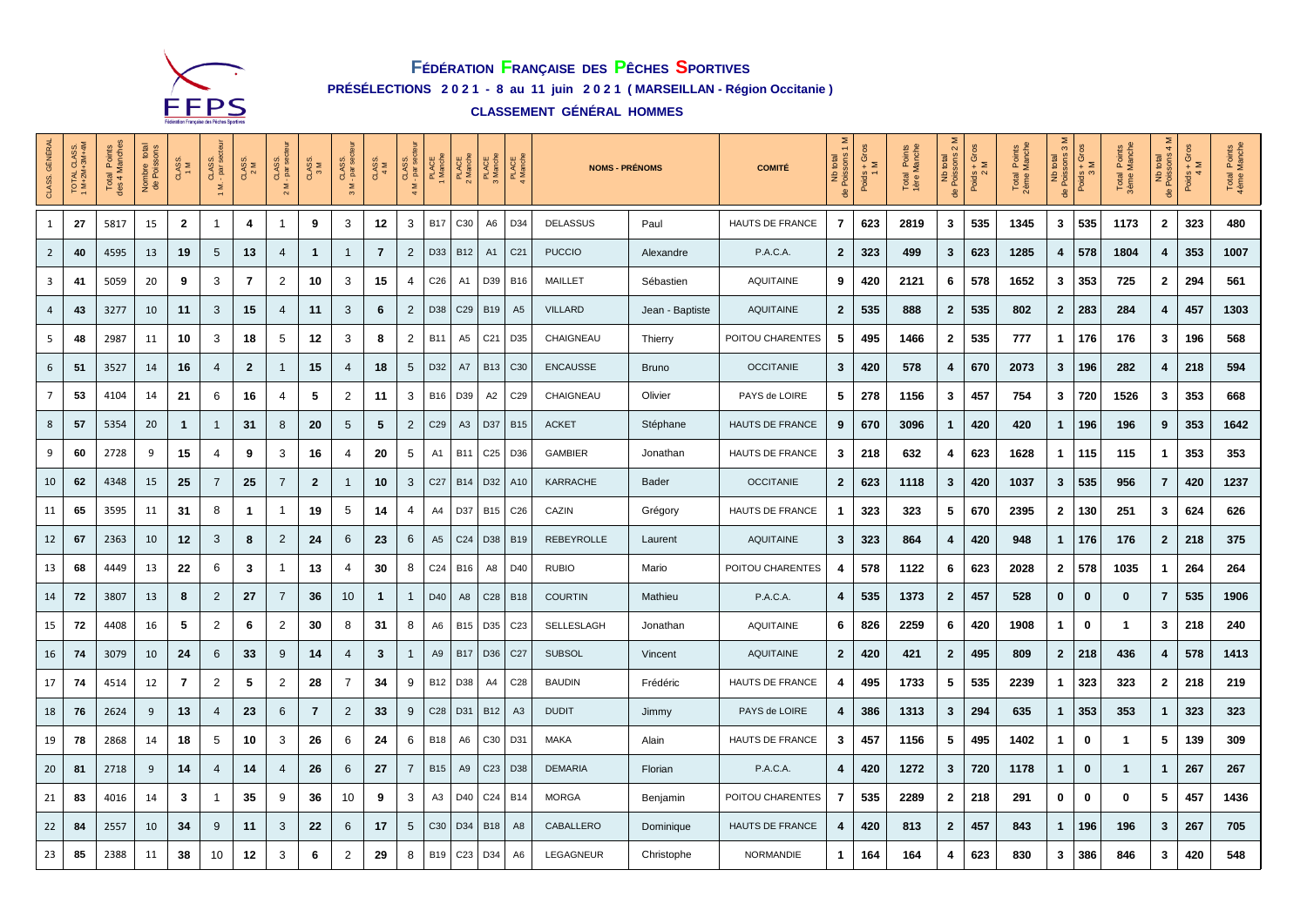# Fédération Française des Pêches Sportives

**PRÉSÉLECTIONS 2021 - 8 au 11 juin 2021 ( MARSEILLAN - Région Occitanie )**

**CLASSEMENT GÉNÉRAL HOMMES**

| CLASS. GÉNÉRAL | TOTAL CLASS. 1 M+2M+3M+4M | Total Points des 4 Manches | Nombre total de Poissons | CLASS. 1 M | CLASS. 1 M. - par secteur | CLASS. 2 M | CLASS. 2 M. - par secteur | CLASS. 3 M | CLASS. 3 M - par secteur | CLASS. 4 M | CLASS. 4 M - par secteur | PLACE 1 Manche | PLACE 2 Manche | PLACE 3 Manche | PLACE 4 Manche | NOMS - PRÉNOMS | | COMITÉ | Nb total de Poissons 1 M | Poids + Gros 1 M | Total Points 1ère Manche | Nb total de Poissons 2 M | Poids + Gros 2 M | Total Points 2ème Manche | Nb total de Poissons 3 M | Poids + Gros 3 M | Total Points 3ème Manche | Nb total de Poissons 4 M | Poids + Gros 4 M | Total Points 4ème Manche |
|---|---|---|---|---|---|---|---|---|---|---|---|---|---|---|---|---|---|---|---|---|---|---|---|---|---|---|---|---|---|---|
| 1 | 27 | 5817 | 15 | 2 | 1 | 4 | 1 | 9 | 3 | 12 | 3 | B17 | C30 | A6 | D34 | DELASSUS | Paul | HAUTS DE FRANCE | 7 | 623 | 2819 | 3 | 535 | 1345 | 3 | 535 | 1173 | 2 | 323 | 480 |
| 2 | 40 | 4595 | 13 | 19 | 5 | 13 | 4 | 1 | 1 | 7 | 2 | D33 | B12 | A1 | C21 | PUCCIO | Alexandre | P.A.C.A. | 2 | 323 | 499 | 3 | 623 | 1285 | 4 | 578 | 1804 | 4 | 353 | 1007 |
| 3 | 41 | 5059 | 20 | 9 | 3 | 7 | 2 | 10 | 3 | 15 | 4 | C26 | A1 | D39 | B16 | MAILLET | Sébastien | AQUITAINE | 9 | 420 | 2121 | 6 | 578 | 1652 | 3 | 353 | 725 | 2 | 294 | 561 |
| 4 | 43 | 3277 | 10 | 11 | 3 | 15 | 4 | 11 | 3 | 6 | 2 | D38 | C29 | B19 | A5 | VILLARD | Jean - Baptiste | AQUITAINE | 2 | 535 | 888 | 2 | 535 | 802 | 2 | 283 | 284 | 4 | 457 | 1303 |
| 5 | 48 | 2987 | 11 | 10 | 3 | 18 | 5 | 12 | 3 | 8 | 2 | B11 | A5 | C21 | D35 | CHAIGNEAU | Thierry | POITOU CHARENTES | 5 | 495 | 1466 | 2 | 535 | 777 | 1 | 176 | 176 | 3 | 196 | 568 |
| 6 | 51 | 3527 | 14 | 16 | 4 | 2 | 1 | 15 | 4 | 18 | 5 | D32 | A7 | B13 | C30 | ENCAUSSE | Bruno | OCCITANIE | 3 | 420 | 578 | 4 | 670 | 2073 | 3 | 196 | 282 | 4 | 218 | 594 |
| 7 | 53 | 4104 | 14 | 21 | 6 | 16 | 4 | 5 | 2 | 11 | 3 | B16 | D39 | A2 | C29 | CHAIGNEAU | Olivier | PAYS de LOIRE | 5 | 278 | 1156 | 3 | 457 | 754 | 3 | 720 | 1526 | 3 | 353 | 668 |
| 8 | 57 | 5354 | 20 | 1 | 1 | 31 | 8 | 20 | 5 | 5 | 2 | C29 | A3 | D37 | B15 | ACKET | Stéphane | HAUTS DE FRANCE | 9 | 670 | 3096 | 1 | 420 | 420 | 1 | 196 | 196 | 9 | 353 | 1642 |
| 9 | 60 | 2728 | 9 | 15 | 4 | 9 | 3 | 16 | 4 | 20 | 5 | A1 | B11 | C25 | D36 | GAMBIER | Jonathan | HAUTS DE FRANCE | 3 | 218 | 632 | 4 | 623 | 1628 | 1 | 115 | 115 | 1 | 353 | 353 |
| 10 | 62 | 4348 | 15 | 25 | 7 | 25 | 7 | 2 | 1 | 10 | 3 | C27 | B14 | D32 | A10 | KARRACHE | Bader | OCCITANIE | 2 | 623 | 1118 | 3 | 420 | 1037 | 3 | 535 | 956 | 7 | 420 | 1237 |
| 11 | 65 | 3595 | 11 | 31 | 8 | 1 | 1 | 19 | 5 | 14 | 4 | A4 | D37 | B15 | C26 | CAZIN | Grégory | HAUTS DE FRANCE | 1 | 323 | 323 | 5 | 670 | 2395 | 2 | 130 | 251 | 3 | 624 | 626 |
| 12 | 67 | 2363 | 10 | 12 | 3 | 8 | 2 | 24 | 6 | 23 | 6 | A5 | C24 | D38 | B19 | REBEYROLLE | Laurent | AQUITAINE | 3 | 323 | 864 | 4 | 420 | 948 | 1 | 176 | 176 | 2 | 218 | 375 |
| 13 | 68 | 4449 | 13 | 22 | 6 | 3 | 1 | 13 | 4 | 30 | 8 | C24 | B16 | A8 | D40 | RUBIO | Mario | POITOU CHARENTES | 4 | 578 | 1122 | 6 | 623 | 2028 | 2 | 578 | 1035 | 1 | 264 | 264 |
| 14 | 72 | 3807 | 13 | 8 | 2 | 27 | 7 | 36 | 10 | 1 | 1 | D40 | A8 | C28 | B18 | COURTIN | Mathieu | P.A.C.A. | 4 | 535 | 1373 | 2 | 457 | 528 | 0 | 0 | 0 | 7 | 535 | 1906 |
| 15 | 72 | 4408 | 16 | 5 | 2 | 6 | 2 | 30 | 8 | 31 | 8 | A6 | B15 | D35 | C23 | SELLESLAGH | Jonathan | AQUITAINE | 6 | 826 | 2259 | 6 | 420 | 1908 | 1 | 0 | 1 | 3 | 218 | 240 |
| 16 | 74 | 3079 | 10 | 24 | 6 | 33 | 9 | 14 | 4 | 3 | 1 | A9 | B17 | D36 | C27 | SUBSOL | Vincent | AQUITAINE | 2 | 420 | 421 | 2 | 495 | 809 | 2 | 218 | 436 | 4 | 578 | 1413 |
| 17 | 74 | 4514 | 12 | 7 | 2 | 5 | 2 | 28 | 7 | 34 | 9 | B12 | D38 | A4 | C28 | BAUDIN | Frédéric | HAUTS DE FRANCE | 4 | 495 | 1733 | 5 | 535 | 2239 | 1 | 323 | 323 | 2 | 218 | 219 |
| 18 | 76 | 2624 | 9 | 13 | 4 | 23 | 6 | 7 | 2 | 33 | 9 | C28 | D31 | B12 | A3 | DUDIT | Jimmy | PAYS de LOIRE | 4 | 386 | 1313 | 3 | 294 | 635 | 1 | 353 | 353 | 1 | 323 | 323 |
| 19 | 78 | 2868 | 14 | 18 | 5 | 10 | 3 | 26 | 6 | 24 | 6 | B18 | A6 | C30 | D31 | MAKA | Alain | HAUTS DE FRANCE | 3 | 457 | 1156 | 5 | 495 | 1402 | 1 | 0 | 1 | 5 | 139 | 309 |
| 20 | 81 | 2718 | 9 | 14 | 4 | 14 | 4 | 26 | 6 | 27 | 7 | B15 | A9 | C23 | D38 | DEMARIA | Florian | P.A.C.A. | 4 | 420 | 1272 | 3 | 720 | 1178 | 1 | 0 | 1 | 1 | 267 | 267 |
| 21 | 83 | 4016 | 14 | 3 | 1 | 35 | 9 | 36 | 10 | 9 | 3 | A3 | D40 | C24 | B14 | MORGA | Benjamin | POITOU CHARENTES | 7 | 535 | 2289 | 2 | 218 | 291 | 0 | 0 | 0 | 5 | 457 | 1436 |
| 22 | 84 | 2557 | 10 | 34 | 9 | 11 | 3 | 22 | 6 | 17 | 5 | C30 | D34 | B18 | A8 | CABALLERO | Dominique | HAUTS DE FRANCE | 4 | 420 | 813 | 2 | 457 | 843 | 1 | 196 | 196 | 3 | 267 | 705 |
| 23 | 85 | 2388 | 11 | 38 | 10 | 12 | 3 | 6 | 2 | 29 | 8 | B19 | C23 | D34 | A6 | LEGAGNEUR | Christophe | NORMANDIE | 1 | 164 | 164 | 4 | 623 | 830 | 3 | 386 | 846 | 3 | 420 | 548 |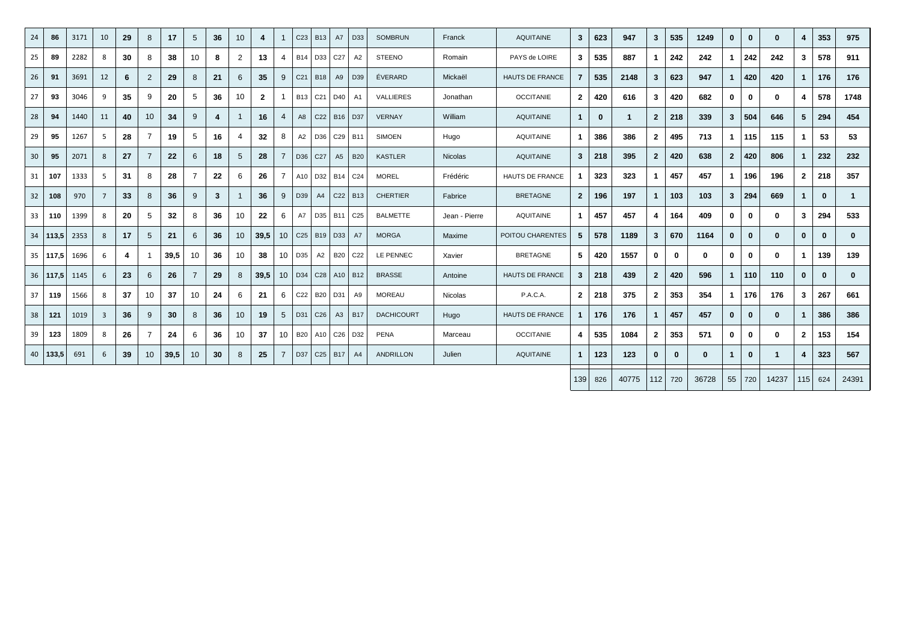| | | | | | | | | | | | | | | | | | | | | | | | | | | | | | | | | | | | |
|---|---|---|---|---|---|---|---|---|---|---|---|---|---|---|---|---|---|---|---|---|---|---|---|---|---|---|---|---|---|---|---|---|---|---|---|
| 24 | 86 | 3171 | 10 | 29 | 8 | 17 | 5 | 36 | 10 | 4 | 1 | C23 | B13 | A7 | D33 | SOMBRUN | Franck | AQUITAINE | 3 | 623 | 947 | 3 | 535 | 1249 | 0 | 0 | 0 | 4 | 353 | 975 |
| 25 | 89 | 2282 | 8 | 30 | 8 | 38 | 10 | 8 | 2 | 13 | 4 | B14 | D33 | C27 | A2 | STEENO | Romain | PAYS de LOIRE | 3 | 535 | 887 | 1 | 242 | 242 | 1 | 242 | 242 | 3 | 578 | 911 |
| 26 | 91 | 3691 | 12 | 6 | 2 | 29 | 8 | 21 | 6 | 35 | 9 | C21 | B18 | A9 | D39 | ÉVERARD | Mickaël | HAUTS DE FRANCE | 7 | 535 | 2148 | 3 | 623 | 947 | 1 | 420 | 420 | 1 | 176 | 176 |
| 27 | 93 | 3046 | 9 | 35 | 9 | 20 | 5 | 36 | 10 | 2 | 1 | B13 | C21 | D40 | A1 | VALLIERES | Jonathan | OCCITANIE | 2 | 420 | 616 | 3 | 420 | 682 | 0 | 0 | 0 | 4 | 578 | 1748 |
| 28 | 94 | 1440 | 11 | 40 | 10 | 34 | 9 | 4 | 1 | 16 | 4 | A8 | C22 | B16 | D37 | VERNAY | William | AQUITAINE | 1 | 0 | 1 | 2 | 218 | 339 | 3 | 504 | 646 | 5 | 294 | 454 |
| 29 | 95 | 1267 | 5 | 28 | 7 | 19 | 5 | 16 | 4 | 32 | 8 | A2 | D36 | C29 | B11 | SIMOEN | Hugo | AQUITAINE | 1 | 386 | 386 | 2 | 495 | 713 | 1 | 115 | 115 | 1 | 53 | 53 |
| 30 | 95 | 2071 | 8 | 27 | 7 | 22 | 6 | 18 | 5 | 28 | 7 | D36 | C27 | A5 | B20 | KASTLER | Nicolas | AQUITAINE | 3 | 218 | 395 | 2 | 420 | 638 | 2 | 420 | 806 | 1 | 232 | 232 |
| 31 | 107 | 1333 | 5 | 31 | 8 | 28 | 7 | 22 | 6 | 26 | 7 | A10 | D32 | B14 | C24 | MOREL | Frédéric | HAUTS DE FRANCE | 1 | 323 | 323 | 1 | 457 | 457 | 1 | 196 | 196 | 2 | 218 | 357 |
| 32 | 108 | 970 | 7 | 33 | 8 | 36 | 9 | 3 | 1 | 36 | 9 | D39 | A4 | C22 | B13 | CHERTIER | Fabrice | BRETAGNE | 2 | 196 | 197 | 1 | 103 | 103 | 3 | 294 | 669 | 1 | 0 | 1 |
| 33 | 110 | 1399 | 8 | 20 | 5 | 32 | 8 | 36 | 10 | 22 | 6 | A7 | D35 | B11 | C25 | BALMETTE | Jean - Pierre | AQUITAINE | 1 | 457 | 457 | 4 | 164 | 409 | 0 | 0 | 0 | 3 | 294 | 533 |
| 34 | 113,5 | 2353 | 8 | 17 | 5 | 21 | 6 | 36 | 10 | 39,5 | 10 | C25 | B19 | D33 | A7 | MORGA | Maxime | POITOU CHARENTES | 5 | 578 | 1189 | 3 | 670 | 1164 | 0 | 0 | 0 | 0 | 0 | 0 |
| 35 | 117,5 | 1696 | 6 | 4 | 1 | 39,5 | 10 | 36 | 10 | 38 | 10 | D35 | A2 | B20 | C22 | LE PENNEC | Xavier | BRETAGNE | 5 | 420 | 1557 | 0 | 0 | 0 | 0 | 0 | 0 | 1 | 139 | 139 |
| 36 | 117,5 | 1145 | 6 | 23 | 6 | 26 | 7 | 29 | 8 | 39,5 | 10 | D34 | C28 | A10 | B12 | BRASSE | Antoine | HAUTS DE FRANCE | 3 | 218 | 439 | 2 | 420 | 596 | 1 | 110 | 110 | 0 | 0 | 0 |
| 37 | 119 | 1566 | 8 | 37 | 10 | 37 | 10 | 24 | 6 | 21 | 6 | C22 | B20 | D31 | A9 | MOREAU | Nicolas | P.A.C.A. | 2 | 218 | 375 | 2 | 353 | 354 | 1 | 176 | 176 | 3 | 267 | 661 |
| 38 | 121 | 1019 | 3 | 36 | 9 | 30 | 8 | 36 | 10 | 19 | 5 | D31 | C26 | A3 | B17 | DACHICOURT | Hugo | HAUTS DE FRANCE | 1 | 176 | 176 | 1 | 457 | 457 | 0 | 0 | 0 | 1 | 386 | 386 |
| 39 | 123 | 1809 | 8 | 26 | 7 | 24 | 6 | 36 | 10 | 37 | 10 | B20 | A10 | C26 | D32 | PENA | Marceau | OCCITANIE | 4 | 535 | 1084 | 2 | 353 | 571 | 0 | 0 | 0 | 2 | 153 | 154 |
| 40 | 133,5 | 691 | 6 | 39 | 10 | 39,5 | 10 | 30 | 8 | 25 | 7 | D37 | C25 | B17 | A4 | ANDRILLON | Julien | AQUITAINE | 1 | 123 | 123 | 0 | 0 | 0 | 1 | 0 | 1 | 4 | 323 | 567 |
| | | | | | | | | | | | | | | | | | | | 139 | 826 | 40775 | 112 | 720 | 36728 | 55 | 720 | 14237 | 115 | 624 | 24391 |